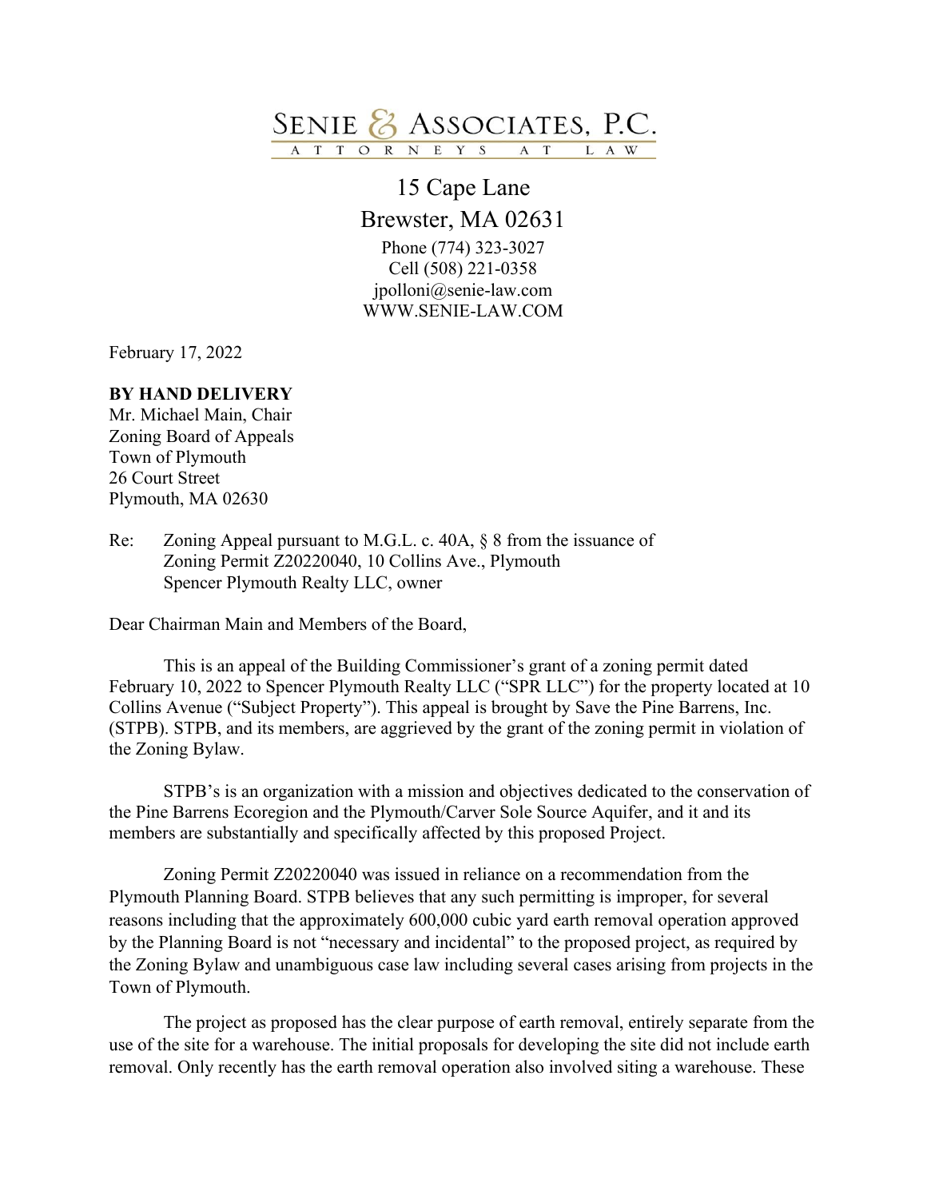# SENIE & ASSOCIATES, P.C.

ATTORNEYS AT LAW

15 Cape Lane
Brewster, MA 02631
Phone (774) 323-3027
Cell (508) 221-0358
jpolloni@senie-law.com
WWW.SENIE-LAW.COM

February 17, 2022

**BY HAND DELIVERY**
Mr. Michael Main, Chair
Zoning Board of Appeals
Town of Plymouth
26 Court Street
Plymouth, MA 02630

Re: Zoning Appeal pursuant to M.G.L. c. 40A, § 8 from the issuance of Zoning Permit Z20220040, 10 Collins Ave., Plymouth
Spencer Plymouth Realty LLC, owner

Dear Chairman Main and Members of the Board,

This is an appeal of the Building Commissioner's grant of a zoning permit dated February 10, 2022 to Spencer Plymouth Realty LLC ("SPR LLC") for the property located at 10 Collins Avenue ("Subject Property"). This appeal is brought by Save the Pine Barrens, Inc. (STPB). STPB, and its members, are aggrieved by the grant of the zoning permit in violation of the Zoning Bylaw.

STPB's is an organization with a mission and objectives dedicated to the conservation of the Pine Barrens Ecoregion and the Plymouth/Carver Sole Source Aquifer, and it and its members are substantially and specifically affected by this proposed Project.

Zoning Permit Z20220040 was issued in reliance on a recommendation from the Plymouth Planning Board. STPB believes that any such permitting is improper, for several reasons including that the approximately 600,000 cubic yard earth removal operation approved by the Planning Board is not "necessary and incidental" to the proposed project, as required by the Zoning Bylaw and unambiguous case law including several cases arising from projects in the Town of Plymouth.

The project as proposed has the clear purpose of earth removal, entirely separate from the use of the site for a warehouse. The initial proposals for developing the site did not include earth removal. Only recently has the earth removal operation also involved siting a warehouse. These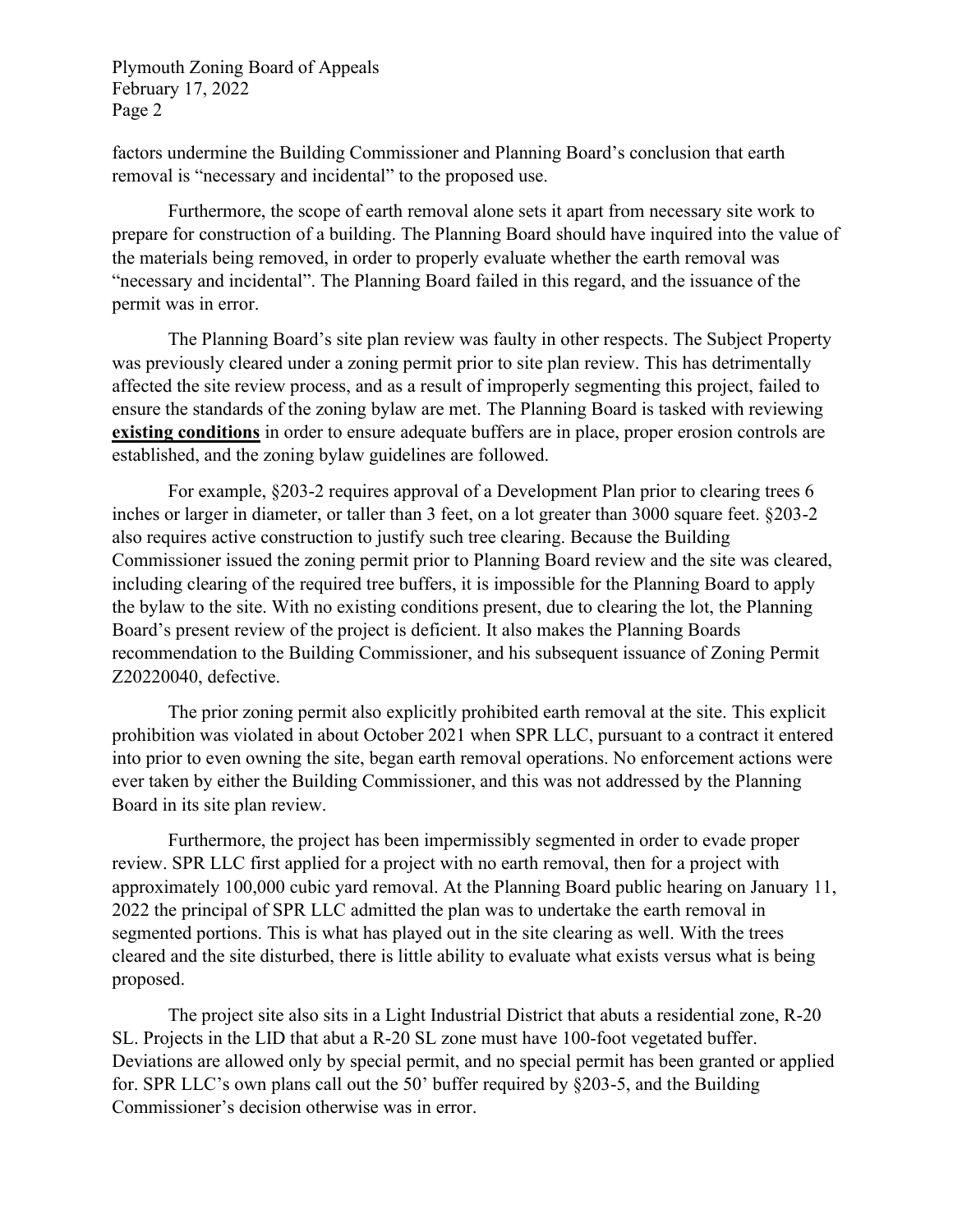factors undermine the Building Commissioner and Planning Board's conclusion that earth removal is "necessary and incidental" to the proposed use.

Furthermore, the scope of earth removal alone sets it apart from necessary site work to prepare for construction of a building. The Planning Board should have inquired into the value of the materials being removed, in order to properly evaluate whether the earth removal was "necessary and incidental". The Planning Board failed in this regard, and the issuance of the permit was in error.

The Planning Board's site plan review was faulty in other respects. The Subject Property was previously cleared under a zoning permit prior to site plan review. This has detrimentally affected the site review process, and as a result of improperly segmenting this project, failed to ensure the standards of the zoning bylaw are met. The Planning Board is tasked with reviewing **existing conditions** in order to ensure adequate buffers are in place, proper erosion controls are established, and the zoning bylaw guidelines are followed.

For example, §203-2 requires approval of a Development Plan prior to clearing trees 6 inches or larger in diameter, or taller than 3 feet, on a lot greater than 3000 square feet. §203-2 also requires active construction to justify such tree clearing. Because the Building Commissioner issued the zoning permit prior to Planning Board review and the site was cleared, including clearing of the required tree buffers, it is impossible for the Planning Board to apply the bylaw to the site. With no existing conditions present, due to clearing the lot, the Planning Board's present review of the project is deficient. It also makes the Planning Boards recommendation to the Building Commissioner, and his subsequent issuance of Zoning Permit Z20220040, defective.

The prior zoning permit also explicitly prohibited earth removal at the site. This explicit prohibition was violated in about October 2021 when SPR LLC, pursuant to a contract it entered into prior to even owning the site, began earth removal operations. No enforcement actions were ever taken by either the Building Commissioner, and this was not addressed by the Planning Board in its site plan review.

Furthermore, the project has been impermissibly segmented in order to evade proper review. SPR LLC first applied for a project with no earth removal, then for a project with approximately 100,000 cubic yard removal. At the Planning Board public hearing on January 11, 2022 the principal of SPR LLC admitted the plan was to undertake the earth removal in segmented portions. This is what has played out in the site clearing as well. With the trees cleared and the site disturbed, there is little ability to evaluate what exists versus what is being proposed.

The project site also sits in a Light Industrial District that abuts a residential zone, R-20 SL. Projects in the LID that abut a R-20 SL zone must have 100-foot vegetated buffer. Deviations are allowed only by special permit, and no special permit has been granted or applied for. SPR LLC's own plans call out the 50' buffer required by §203-5, and the Building Commissioner's decision otherwise was in error.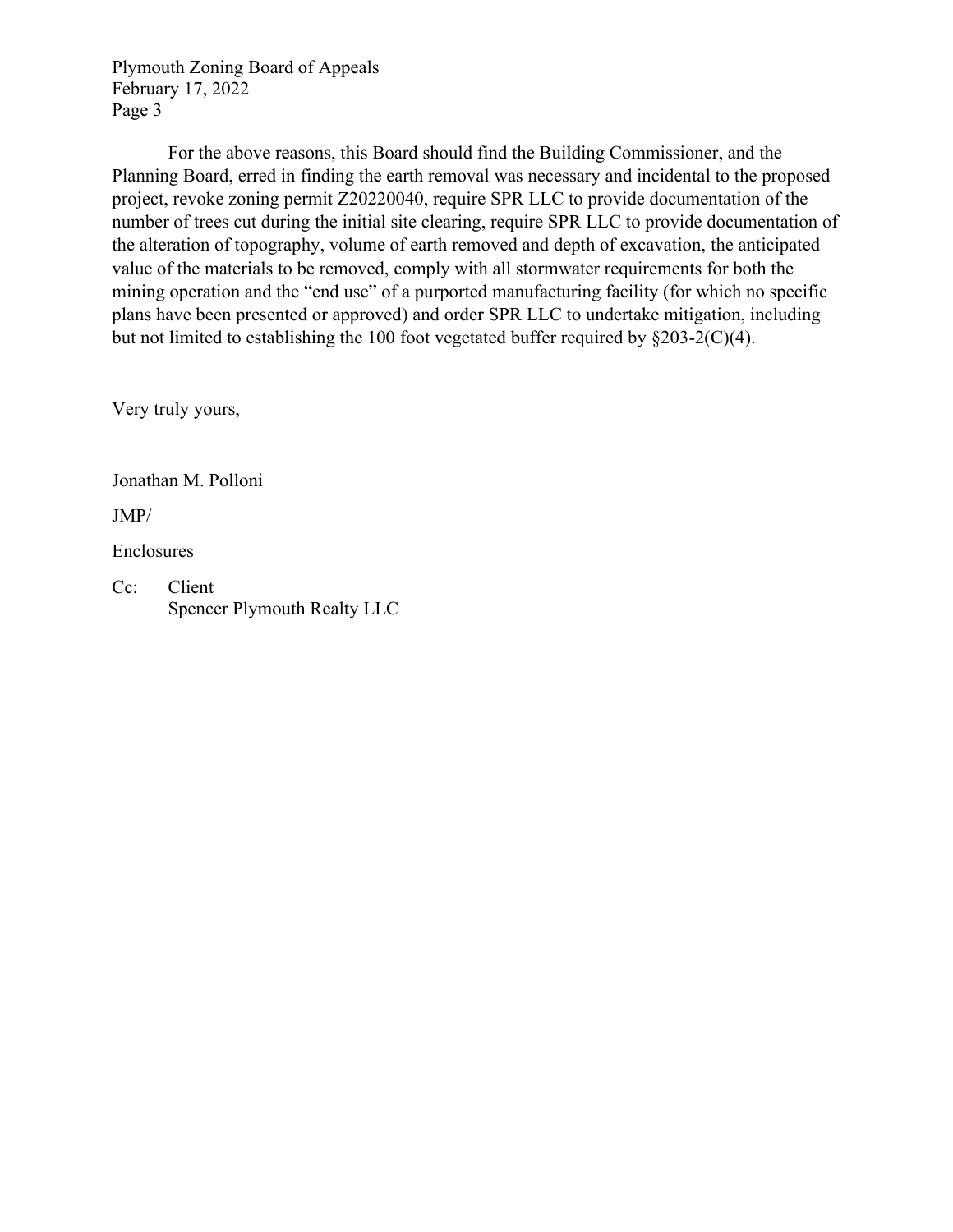For the above reasons, this Board should find the Building Commissioner, and the Planning Board, erred in finding the earth removal was necessary and incidental to the proposed project, revoke zoning permit Z20220040, require SPR LLC to provide documentation of the number of trees cut during the initial site clearing, require SPR LLC to provide documentation of the alteration of topography, volume of earth removed and depth of excavation, the anticipated value of the materials to be removed, comply with all stormwater requirements for both the mining operation and the "end use" of a purported manufacturing facility (for which no specific plans have been presented or approved) and order SPR LLC to undertake mitigation, including but not limited to establishing the 100 foot vegetated buffer required by §203-2(C)(4).

Very truly yours,

Jonathan M. Polloni

JMP/

Enclosures

Cc: Client
Spencer Plymouth Realty LLC